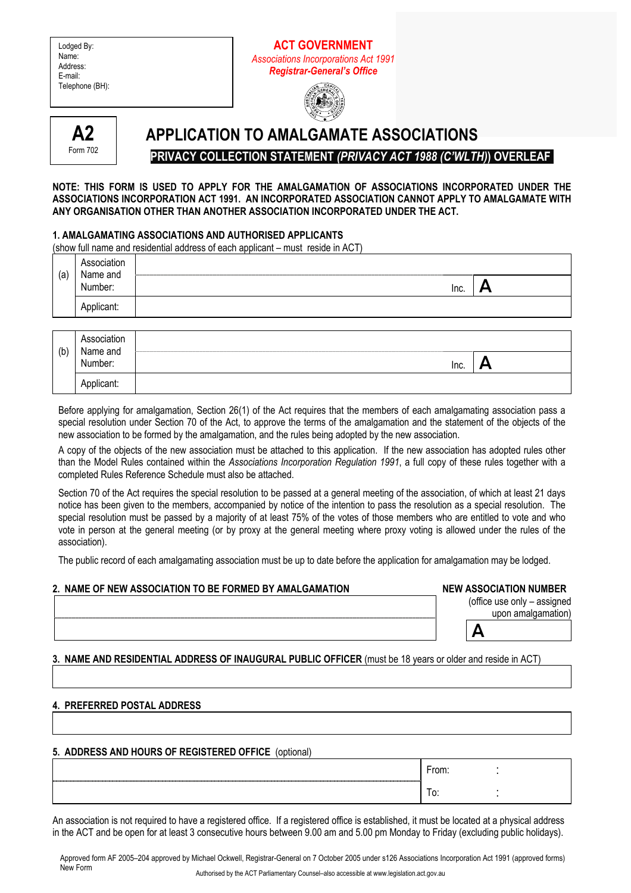| Lodged By: |
|---|
| Name: |
| Address: |
| E-mail: |
| Telephone (BH): |

**ACT GOVERNMENT**

*Associations Incorporations Act 1991*

***Registrar-General's Office***

**A2**
Form 702

# APPLICATION TO AMALGAMATE ASSOCIATIONS

**PRIVACY COLLECTION STATEMENT *(PRIVACY ACT 1988 (C'WLTH)*) OVERLEAF**

**NOTE: THIS FORM IS USED TO APPLY FOR THE AMALGAMATION OF ASSOCIATIONS INCORPORATED UNDER THE ASSOCIATIONS INCORPORATION ACT 1991. AN INCORPORATED ASSOCIATION CANNOT APPLY TO AMALGAMATE WITH ANY ORGANISATION OTHER THAN ANOTHER ASSOCIATION INCORPORATED UNDER THE ACT.**

## 1. AMALGAMATING ASSOCIATIONS AND AUTHORISED APPLICANTS

(show full name and residential address of each applicant – must reside in ACT)

| | | | | |
|---|---|---|---|---|
| (a) | Association Name and Number: | | Inc. | A |
| | Applicant: | | | |

| | | | | |
|---|---|---|---|---|
| (b) | Association Name and Number: | | Inc. | A |
| | Applicant: | | | |

Before applying for amalgamation, Section 26(1) of the Act requires that the members of each amalgamating association pass a special resolution under Section 70 of the Act, to approve the terms of the amalgamation and the statement of the objects of the new association to be formed by the amalgamation, and the rules being adopted by the new association.

A copy of the objects of the new association must be attached to this application. If the new association has adopted rules other than the Model Rules contained within the *Associations Incorporation Regulation 1991*, a full copy of these rules together with a completed Rules Reference Schedule must also be attached.

Section 70 of the Act requires the special resolution to be passed at a general meeting of the association, of which at least 21 days notice has been given to the members, accompanied by notice of the intention to pass the resolution as a special resolution. The special resolution must be passed by a majority of at least 75% of the votes of those members who are entitled to vote and who vote in person at the general meeting (or by proxy at the general meeting where proxy voting is allowed under the rules of the association).

The public record of each amalgamating association must be up to date before the application for amalgamation may be lodged.

## 2. NAME OF NEW ASSOCIATION TO BE FORMED BY AMALGAMATION

**NEW ASSOCIATION NUMBER**
(office use only – assigned upon amalgamation)

| | |
|---|---|
| | A |

## 3. NAME AND RESIDENTIAL ADDRESS OF INAUGURAL PUBLIC OFFICER (must be 18 years or older and reside in ACT)

## 4. PREFERRED POSTAL ADDRESS

## 5. ADDRESS AND HOURS OF REGISTERED OFFICE (optional)

| | |
|---|---|
| | From: : |
| | To: : |

An association is not required to have a registered office. If a registered office is established, it must be located at a physical address in the ACT and be open for at least 3 consecutive hours between 9.00 am and 5.00 pm Monday to Friday (excluding public holidays).

Approved form AF 2005–204 approved by Michael Ockwell, Registrar-General on 7 October 2005 under s126 Associations Incorporation Act 1991 (approved forms)
New Form

Authorised by the ACT Parliamentary Counsel–also accessible at www.legislation.act.gov.au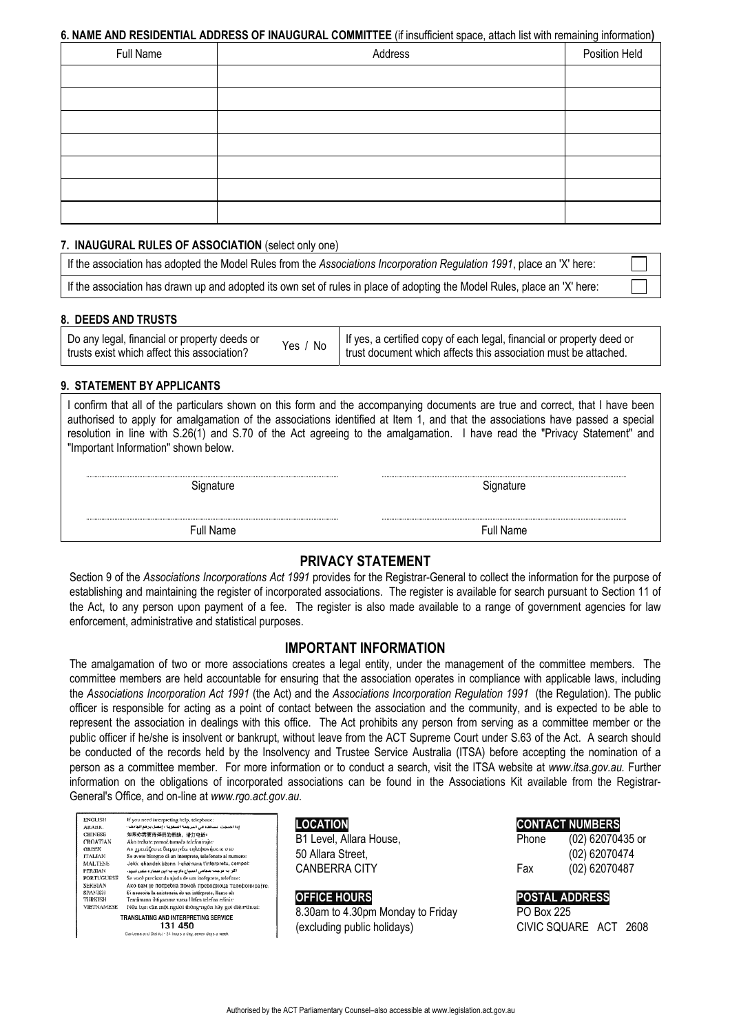**6. NAME AND RESIDENTIAL ADDRESS OF INAUGURAL COMMITTEE** (if insufficient space, attach list with remaining information**)**

| Full Name | Address | Position Held |
|---|---|---|
| | | |
| | | |
| | | |
| | | |
| | | |
| | | |
| | | |

**7. INAUGURAL RULES OF ASSOCIATION** (select only one)

| | |
|---|---|
| If the association has adopted the Model Rules from the *Associations Incorporation Regulation 1991*, place an 'X' here: | ☐ |
| If the association has drawn up and adopted its own set of rules in place of adopting the Model Rules, place an 'X' here: | ☐ |

**8. DEEDS AND TRUSTS**

| | | |
|---|---|---|
| Do any legal, financial or property deeds or trusts exist which affect this association? | Yes / No | If yes, a certified copy of each legal, financial or property deed or trust document which affects this association must be attached. |

**9. STATEMENT BY APPLICANTS**

I confirm that all of the particulars shown on this form and the accompanying documents are true and correct, that I have been authorised to apply for amalgamation of the associations identified at Item 1, and that the associations have passed a special resolution in line with S.26(1) and S.70 of the Act agreeing to the amalgamation. I have read the "Privacy Statement" and "Important Information" shown below.

| | |
|---|---|
| ........................................ | ........................................ |
| Signature | Signature |
| ........................................ | ........................................ |
| Full Name | Full Name |

## PRIVACY STATEMENT

Section 9 of the *Associations Incorporations Act 1991* provides for the Registrar-General to collect the information for the purpose of establishing and maintaining the register of incorporated associations. The register is available for search pursuant to Section 11 of the Act, to any person upon payment of a fee. The register is also made available to a range of government agencies for law enforcement, administrative and statistical purposes.

## IMPORTANT INFORMATION

The amalgamation of two or more associations creates a legal entity, under the management of the committee members. The committee members are held accountable for ensuring that the association operates in compliance with applicable laws, including the *Associations Incorporation Act 1991* (the Act) and the *Associations Incorporation Regulation 1991* (the Regulation). The public officer is responsible for acting as a point of contact between the association and the community, and is expected to be able to represent the association in dealings with this office. The Act prohibits any person from serving as a committee member or the public officer if he/she is insolvent or bankrupt, without leave from the ACT Supreme Court under S.63 of the Act. A search should be conducted of the records held by the Insolvency and Trustee Service Australia (ITSA) before accepting the nomination of a person as a committee member. For more information or to conduct a search, visit the ITSA website at *www.itsa.gov.au.* Further information on the obligations of incorporated associations can be found in the Associations Kit available from the Registrar-General's Office, and on-line at *www.rgo.act.gov.au.*

| | |
|---|---|
| ENGLISH | If you need interpreting help, telephone: |
| ARABIC | إذا احتجت لمساعدة في الترجمة الشفوية، إتصل برقم الهاتف: |
| CHINESE | 如果你需要传译员的帮助，请打电话: |
| CROATIAN | Ako trebate pomoć tumača telefonirajte: |
| GREEK | Αν χρειάζεστε διερμηνέα τηλεφωνήσετε στο |
| ITALIAN | Se avete bisogno di un interprete, telefonate al numero: |
| MALTESE | Jekk għandek bżonn l-għajnuna t'interpretu, ċempel: |
| PERSIAN | اگر به ترجمه شفاهی احتیاج دارید به این شماره تلفن کنید: |
| PORTUGUESE | Se você precisar da ajuda de um intérprete, telefone: |
| SERBIAN | Ако вам је потребна помоћ преводиоца телефонирајте: |
| SPANISH | Si necesita la asistencia de un intérprete, llame al: |
| TURKISH | Tercümana ihtiyacınız varsa lütfen telefon ediniz: |
| VIETNAMESE | Nếu bạn cần một người thông-ngôn hãy gọi điện-thoại: |

TRANSLATING AND INTERPRETING SERVICE
131 450
Canberra and District - 24 hours a day, seven days a week

**LOCATION**
B1 Level, Allara House,
50 Allara Street,
CANBERRA CITY

**OFFICE HOURS**
8.30am to 4.30pm Monday to Friday
(excluding public holidays)

**CONTACT NUMBERS**

| | |
|---|---|
| Phone | (02) 62070435 or (02) 62070474 |
| Fax | (02) 62070487 |

**POSTAL ADDRESS**
PO Box 225
CIVIC SQUARE ACT 2608

Authorised by the ACT Parliamentary Counsel–also accessible at www.legislation.act.gov.au